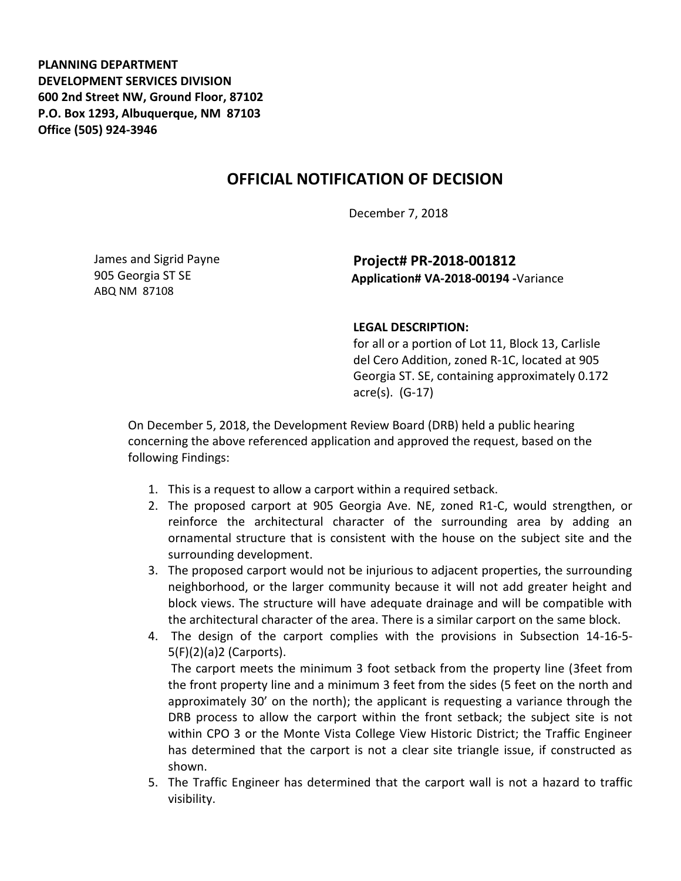**PLANNING DEPARTMENT**
**DEVELOPMENT SERVICES DIVISION**
**600 2nd Street NW, Ground Floor, 87102**
**P.O. Box 1293, Albuquerque, NM 87103**
**Office (505) 924-3946**

# OFFICIAL NOTIFICATION OF DECISION

December 7, 2018

James and Sigrid Payne
905 Georgia ST SE
ABQ NM 87108

**Project# PR-2018-001812**
**Application# VA-2018-00194 -**Variance

**LEGAL DESCRIPTION:**
for all or a portion of Lot 11, Block 13, Carlisle del Cero Addition, zoned R-1C, located at 905 Georgia ST. SE, containing approximately 0.172 acre(s). (G-17)

On December 5, 2018, the Development Review Board (DRB) held a public hearing concerning the above referenced application and approved the request, based on the following Findings:

1. This is a request to allow a carport within a required setback.
2. The proposed carport at 905 Georgia Ave. NE, zoned R1-C, would strengthen, or reinforce the architectural character of the surrounding area by adding an ornamental structure that is consistent with the house on the subject site and the surrounding development.
3. The proposed carport would not be injurious to adjacent properties, the surrounding neighborhood, or the larger community because it will not add greater height and block views. The structure will have adequate drainage and will be compatible with the architectural character of the area. There is a similar carport on the same block.
4. The design of the carport complies with the provisions in Subsection 14-16-5-5(F)(2)(a)2 (Carports).
   The carport meets the minimum 3 foot setback from the property line (3feet from the front property line and a minimum 3 feet from the sides (5 feet on the north and approximately 30' on the north); the applicant is requesting a variance through the DRB process to allow the carport within the front setback; the subject site is not within CPO 3 or the Monte Vista College View Historic District; the Traffic Engineer has determined that the carport is not a clear site triangle issue, if constructed as shown.
5. The Traffic Engineer has determined that the carport wall is not a hazard to traffic visibility.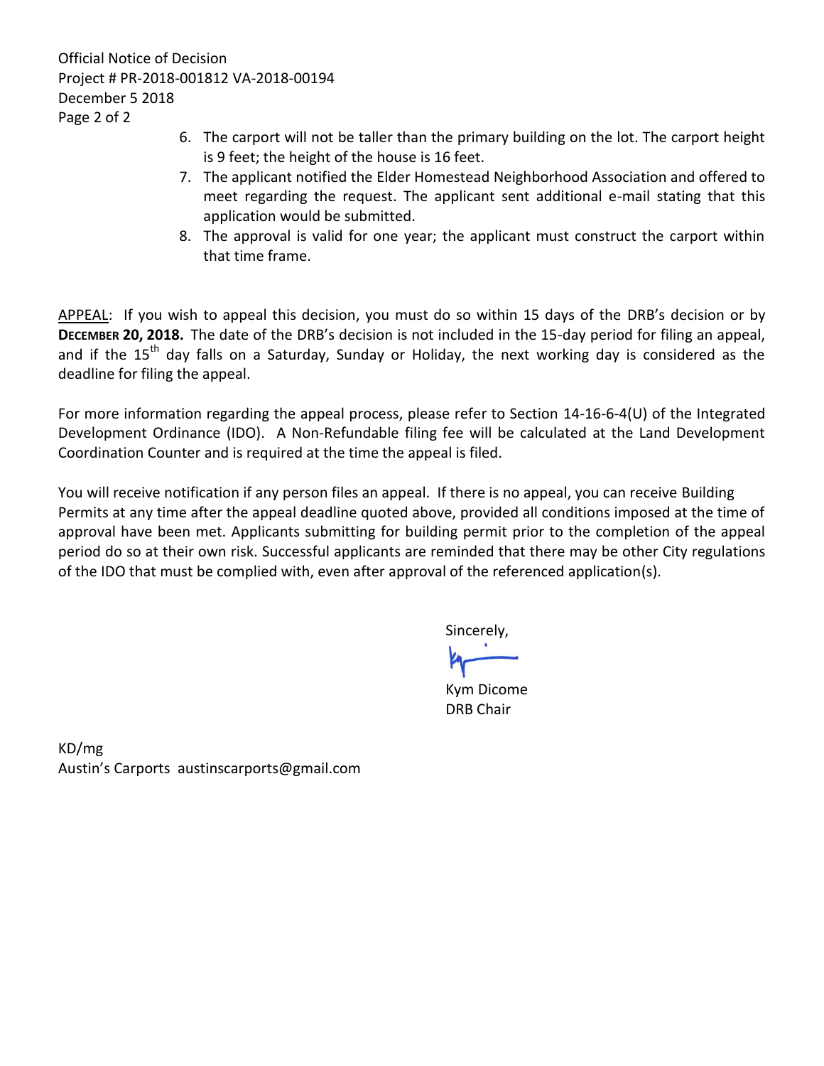6. The carport will not be taller than the primary building on the lot. The carport height is 9 feet; the height of the house is 16 feet.
7. The applicant notified the Elder Homestead Neighborhood Association and offered to meet regarding the request. The applicant sent additional e-mail stating that this application would be submitted.
8. The approval is valid for one year; the applicant must construct the carport within that time frame.

APPEAL: If you wish to appeal this decision, you must do so within 15 days of the DRB's decision or by **DECEMBER 20, 2018.** The date of the DRB's decision is not included in the 15-day period for filing an appeal, and if the 15th day falls on a Saturday, Sunday or Holiday, the next working day is considered as the deadline for filing the appeal.

For more information regarding the appeal process, please refer to Section 14-16-6-4(U) of the Integrated Development Ordinance (IDO). A Non-Refundable filing fee will be calculated at the Land Development Coordination Counter and is required at the time the appeal is filed.

You will receive notification if any person files an appeal. If there is no appeal, you can receive Building Permits at any time after the appeal deadline quoted above, provided all conditions imposed at the time of approval have been met. Applicants submitting for building permit prior to the completion of the appeal period do so at their own risk. Successful applicants are reminded that there may be other City regulations of the IDO that must be complied with, even after approval of the referenced application(s).

Sincerely,

Kym Dicome
DRB Chair

KD/mg
Austin's Carports austinscarports@gmail.com